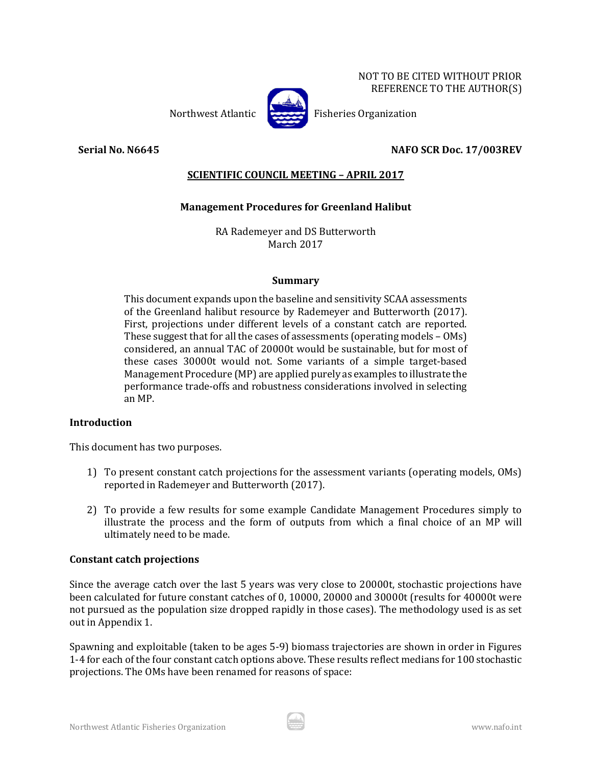NOT TO BE CITED WITHOUT PRIOR REFERENCE TO THE AUTHOR(S)

Northwest Atlantic Fisheries Organization

**Serial No. N6645** **NAFO SCR Doc. 17/003REV**

**SCIENTIFIC COUNCIL MEETING – APRIL 2017**

# Management Procedures for Greenland Halibut

RA Rademeyer and DS Butterworth
March 2017

## Summary

This document expands upon the baseline and sensitivity SCAA assessments of the Greenland halibut resource by Rademeyer and Butterworth (2017). First, projections under different levels of a constant catch are reported. These suggest that for all the cases of assessments (operating models – OMs) considered, an annual TAC of 20000t would be sustainable, but for most of these cases 30000t would not. Some variants of a simple target-based Management Procedure (MP) are applied purely as examples to illustrate the performance trade-offs and robustness considerations involved in selecting an MP.

## Introduction

This document has two purposes.

1) To present constant catch projections for the assessment variants (operating models, OMs) reported in Rademeyer and Butterworth (2017).

2) To provide a few results for some example Candidate Management Procedures simply to illustrate the process and the form of outputs from which a final choice of an MP will ultimately need to be made.

## Constant catch projections

Since the average catch over the last 5 years was very close to 20000t, stochastic projections have been calculated for future constant catches of 0, 10000, 20000 and 30000t (results for 40000t were not pursued as the population size dropped rapidly in those cases). The methodology used is as set out in Appendix 1.

Spawning and exploitable (taken to be ages 5-9) biomass trajectories are shown in order in Figures 1-4 for each of the four constant catch options above. These results reflect medians for 100 stochastic projections. The OMs have been renamed for reasons of space: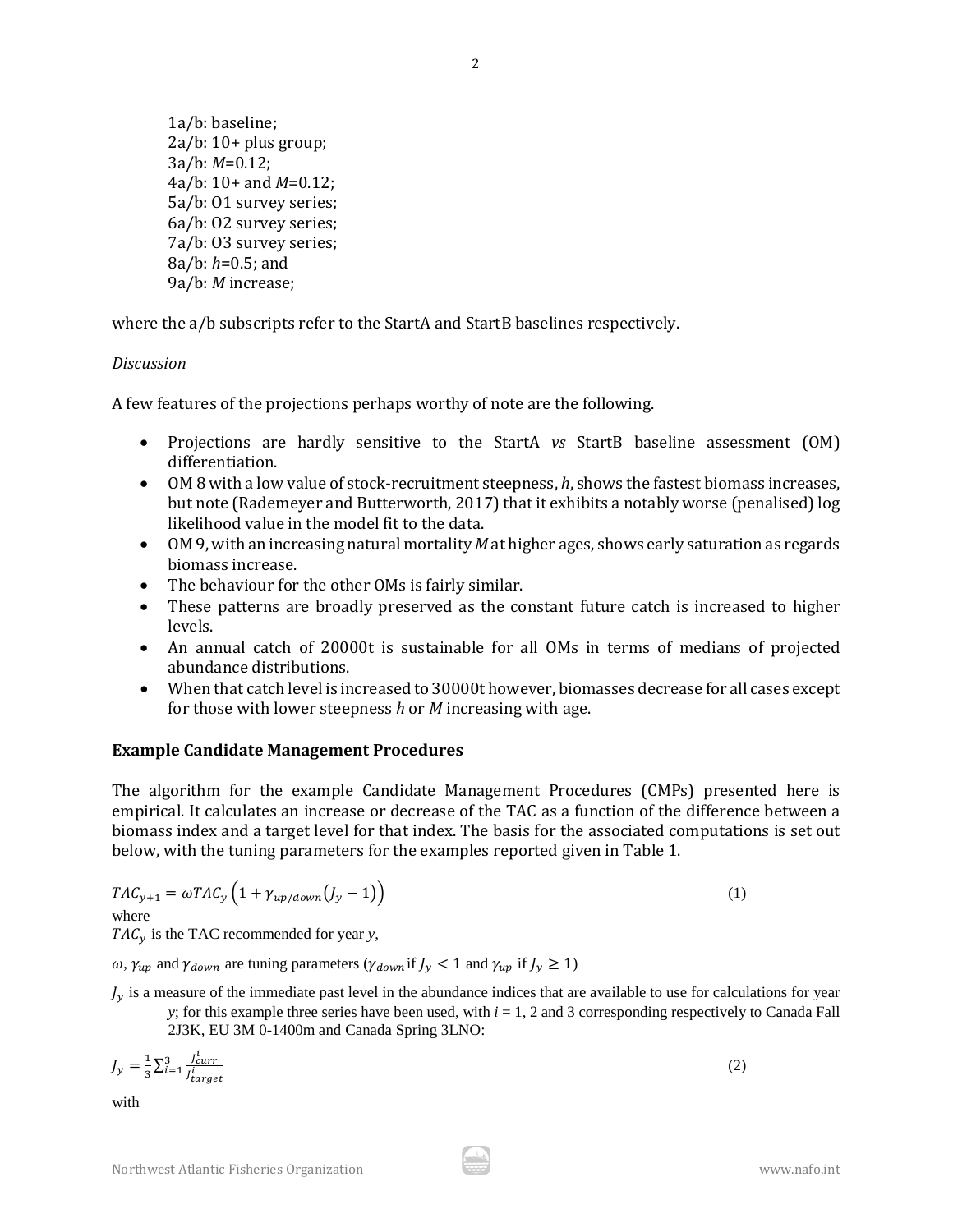1a/b: baseline;  
2a/b: 10+ plus group;  
3a/b: *M*=0.12;  
4a/b: 10+ and *M*=0.12;  
5a/b: O1 survey series;  
6a/b: O2 survey series;  
7a/b: O3 survey series;  
8a/b: *h*=0.5; and  
9a/b: *M* increase;

where the a/b subscripts refer to the StartA and StartB baselines respectively.

*Discussion*

A few features of the projections perhaps worthy of note are the following.

- Projections are hardly sensitive to the StartA *vs* StartB baseline assessment (OM) differentiation.
- OM 8 with a low value of stock-recruitment steepness, *h*, shows the fastest biomass increases, but note (Rademeyer and Butterworth, 2017) that it exhibits a notably worse (penalised) log likelihood value in the model fit to the data.
- OM 9, with an increasing natural mortality *M* at higher ages, shows early saturation as regards biomass increase.
- The behaviour for the other OMs is fairly similar.
- These patterns are broadly preserved as the constant future catch is increased to higher levels.
- An annual catch of 20000t is sustainable for all OMs in terms of medians of projected abundance distributions.
- When that catch level is increased to 30000t however, biomasses decrease for all cases except for those with lower steepness *h* or *M* increasing with age.

**Example Candidate Management Procedures**

The algorithm for the example Candidate Management Procedures (CMPs) presented here is empirical. It calculates an increase or decrease of the TAC as a function of the difference between a biomass index and a target level for that index. The basis for the associated computations is set out below, with the tuning parameters for the examples reported given in Table 1.

$$TAC_{y+1} = \omega TAC_y \left(1 + \gamma_{up/down}(J_y - 1)\right) \tag{1}$$

where

$TAC_y$ is the TAC recommended for year *y*,

$\omega$, $\gamma_{up}$ and $\gamma_{down}$ are tuning parameters ($\gamma_{down}$ if $J_y < 1$ and $\gamma_{up}$ if $J_y \geq 1$)

$J_y$ is a measure of the immediate past level in the abundance indices that are available to use for calculations for year *y*; for this example three series have been used, with *i* = 1, 2 and 3 corresponding respectively to Canada Fall 2J3K, EU 3M 0-1400m and Canada Spring 3LNO:

$$J_y = \frac{1}{3}\sum_{i=1}^{3} \frac{J_{curr}^i}{J_{target}^i} \tag{2}$$

with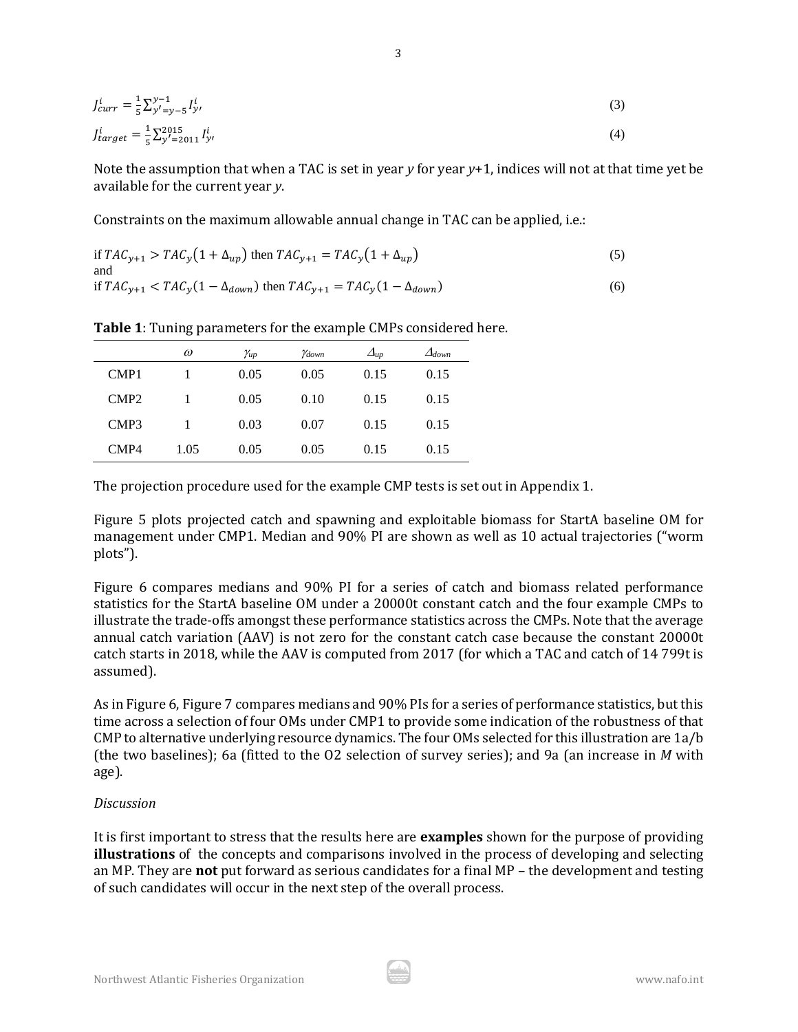$$J^i_{curr} = \frac{1}{5}\sum_{y'=y-5}^{y-1} I^i_{y'} \tag{3}$$

$$J^i_{target} = \frac{1}{5}\sum_{y'=2011}^{2015} I^i_{y'} \tag{4}$$

Note the assumption that when a TAC is set in year *y* for year *y*+1, indices will not at that time yet be available for the current year *y*.

Constraints on the maximum allowable annual change in TAC can be applied, i.e.:

$$\text{if } TAC_{y+1} > TAC_y(1+\Delta_{up}) \text{ then } TAC_{y+1} = TAC_y(1+\Delta_{up}) \tag{5}$$

and

$$\text{if } TAC_{y+1} < TAC_y(1-\Delta_{down}) \text{ then } TAC_{y+1} = TAC_y(1-\Delta_{down}) \tag{6}$$

**Table 1**: Tuning parameters for the example CMPs considered here.

| | $\omega$ | $\gamma_{up}$ | $\gamma_{down}$ | $\Delta_{up}$ | $\Delta_{down}$ |
|---|---|---|---|---|---|
| CMP1 | 1 | 0.05 | 0.05 | 0.15 | 0.15 |
| CMP2 | 1 | 0.05 | 0.10 | 0.15 | 0.15 |
| CMP3 | 1 | 0.03 | 0.07 | 0.15 | 0.15 |
| CMP4 | 1.05 | 0.05 | 0.05 | 0.15 | 0.15 |

The projection procedure used for the example CMP tests is set out in Appendix 1.

Figure 5 plots projected catch and spawning and exploitable biomass for StartA baseline OM for management under CMP1. Median and 90% PI are shown as well as 10 actual trajectories ("worm plots").

Figure 6 compares medians and 90% PI for a series of catch and biomass related performance statistics for the StartA baseline OM under a 20000t constant catch and the four example CMPs to illustrate the trade-offs amongst these performance statistics across the CMPs. Note that the average annual catch variation (AAV) is not zero for the constant catch case because the constant 20000t catch starts in 2018, while the AAV is computed from 2017 (for which a TAC and catch of 14 799t is assumed).

As in Figure 6, Figure 7 compares medians and 90% PIs for a series of performance statistics, but this time across a selection of four OMs under CMP1 to provide some indication of the robustness of that CMP to alternative underlying resource dynamics. The four OMs selected for this illustration are 1a/b (the two baselines); 6a (fitted to the O2 selection of survey series); and 9a (an increase in *M* with age).

*Discussion*

It is first important to stress that the results here are **examples** shown for the purpose of providing **illustrations** of the concepts and comparisons involved in the process of developing and selecting an MP. They are **not** put forward as serious candidates for a final MP – the development and testing of such candidates will occur in the next step of the overall process.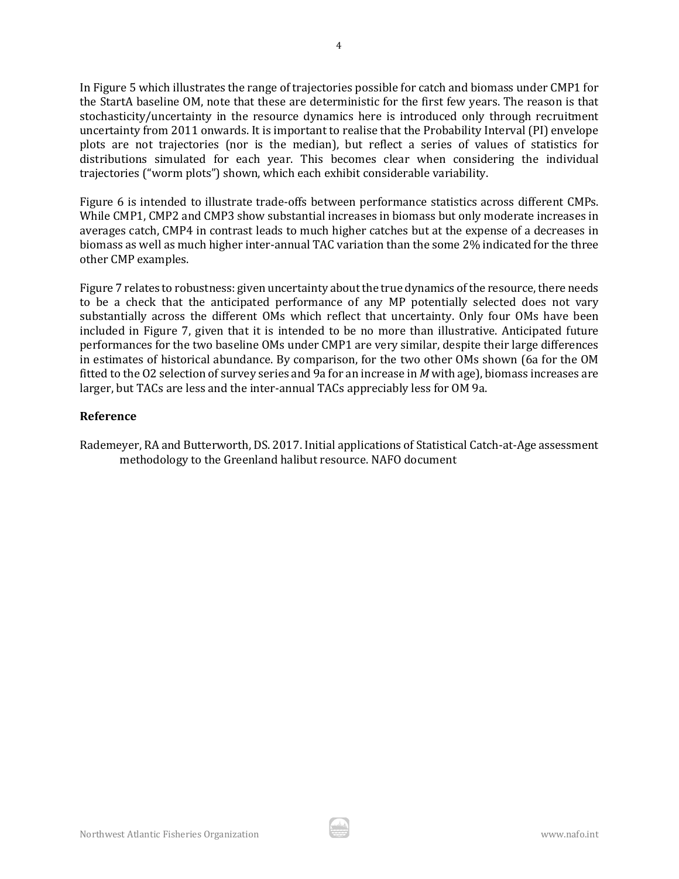In Figure 5 which illustrates the range of trajectories possible for catch and biomass under CMP1 for the StartA baseline OM, note that these are deterministic for the first few years. The reason is that stochasticity/uncertainty in the resource dynamics here is introduced only through recruitment uncertainty from 2011 onwards. It is important to realise that the Probability Interval (PI) envelope plots are not trajectories (nor is the median), but reflect a series of values of statistics for distributions simulated for each year. This becomes clear when considering the individual trajectories ("worm plots") shown, which each exhibit considerable variability.

Figure 6 is intended to illustrate trade-offs between performance statistics across different CMPs. While CMP1, CMP2 and CMP3 show substantial increases in biomass but only moderate increases in averages catch, CMP4 in contrast leads to much higher catches but at the expense of a decreases in biomass as well as much higher inter-annual TAC variation than the some 2% indicated for the three other CMP examples.

Figure 7 relates to robustness: given uncertainty about the true dynamics of the resource, there needs to be a check that the anticipated performance of any MP potentially selected does not vary substantially across the different OMs which reflect that uncertainty. Only four OMs have been included in Figure 7, given that it is intended to be no more than illustrative. Anticipated future performances for the two baseline OMs under CMP1 are very similar, despite their large differences in estimates of historical abundance. By comparison, for the two other OMs shown (6a for the OM fitted to the O2 selection of survey series and 9a for an increase in $M$ with age), biomass increases are larger, but TACs are less and the inter-annual TACs appreciably less for OM 9a.

## Reference

Rademeyer, RA and Butterworth, DS. 2017. Initial applications of Statistical Catch-at-Age assessment methodology to the Greenland halibut resource. NAFO document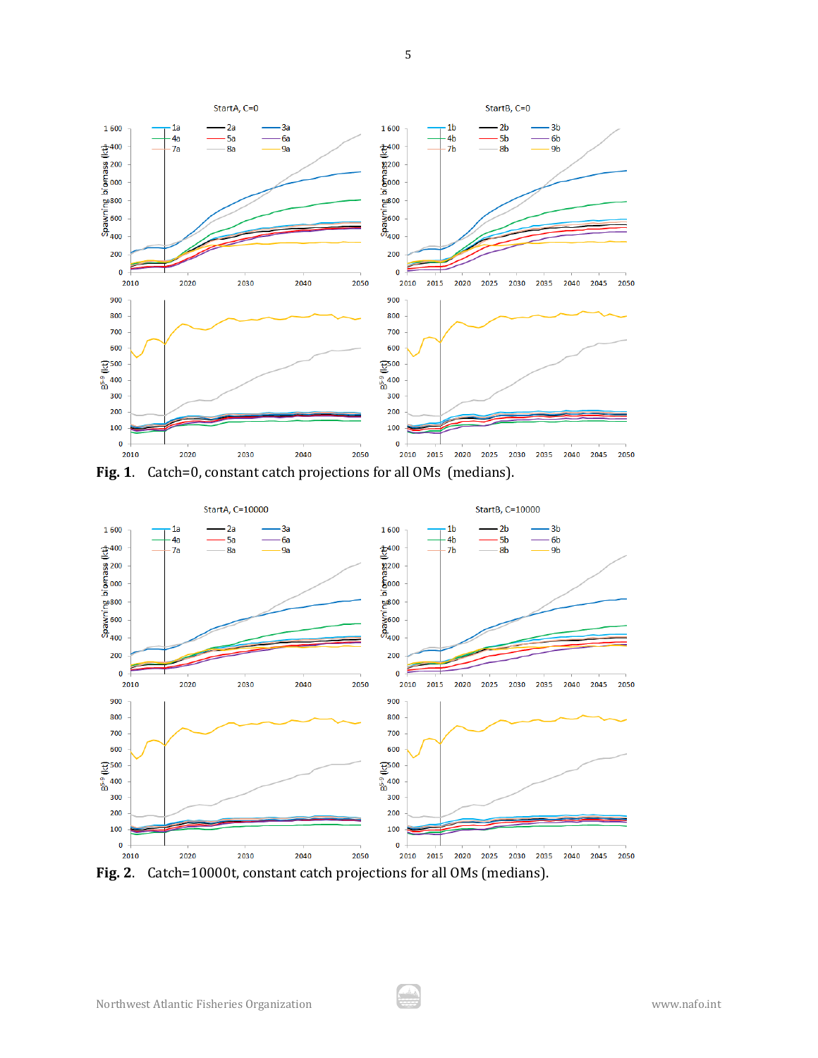**Fig. 1**. Catch=0, constant catch projections for all OMs (medians).

**Fig. 2**. Catch=10000t, constant catch projections for all OMs (medians).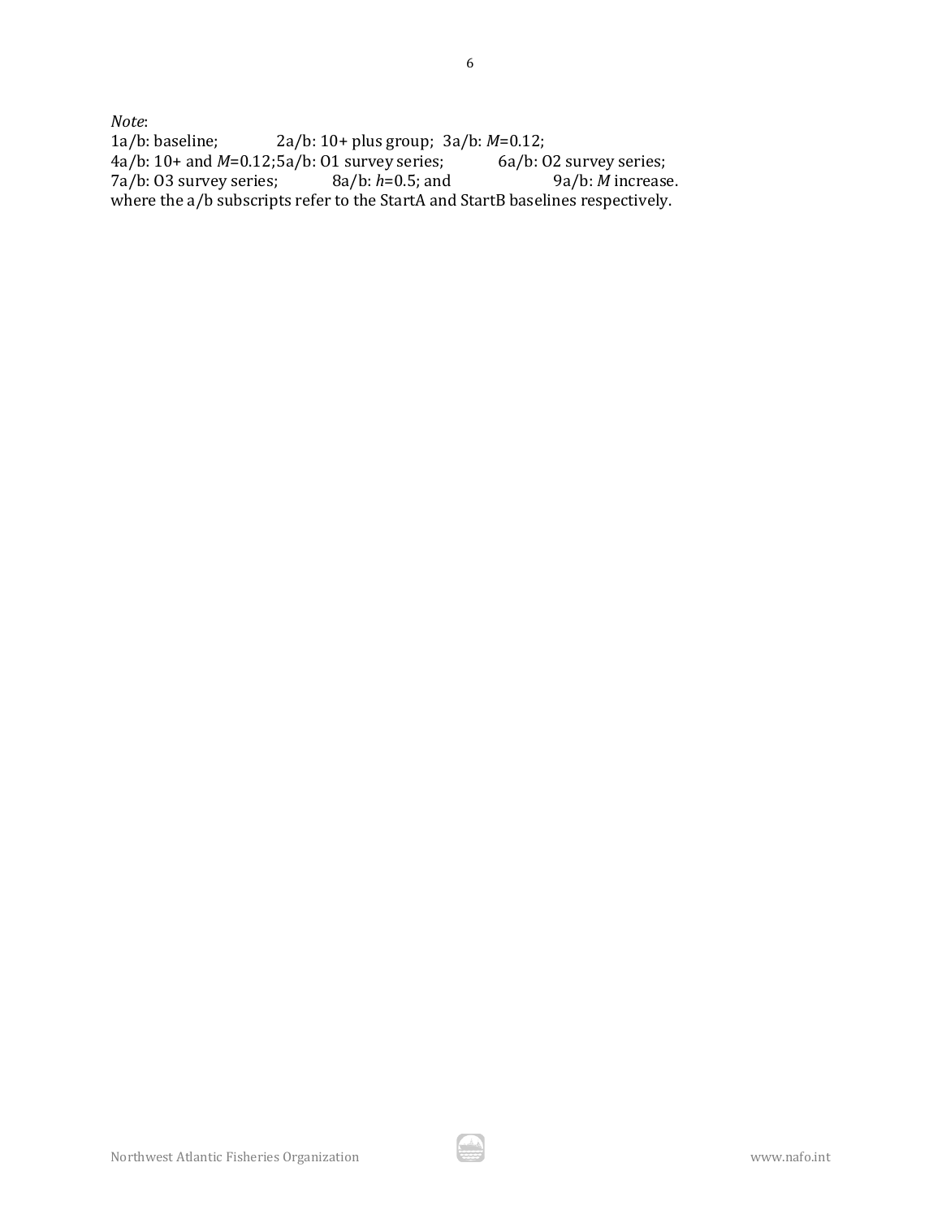*Note*:

1a/b: baseline; 2a/b: 10+ plus group; 3a/b: $M$=0.12;
4a/b: 10+ and $M$=0.12; 5a/b: O1 survey series; 6a/b: O2 survey series;
7a/b: O3 survey series; 8a/b: $h$=0.5; and 9a/b: $M$ increase.
where the a/b subscripts refer to the StartA and StartB baselines respectively.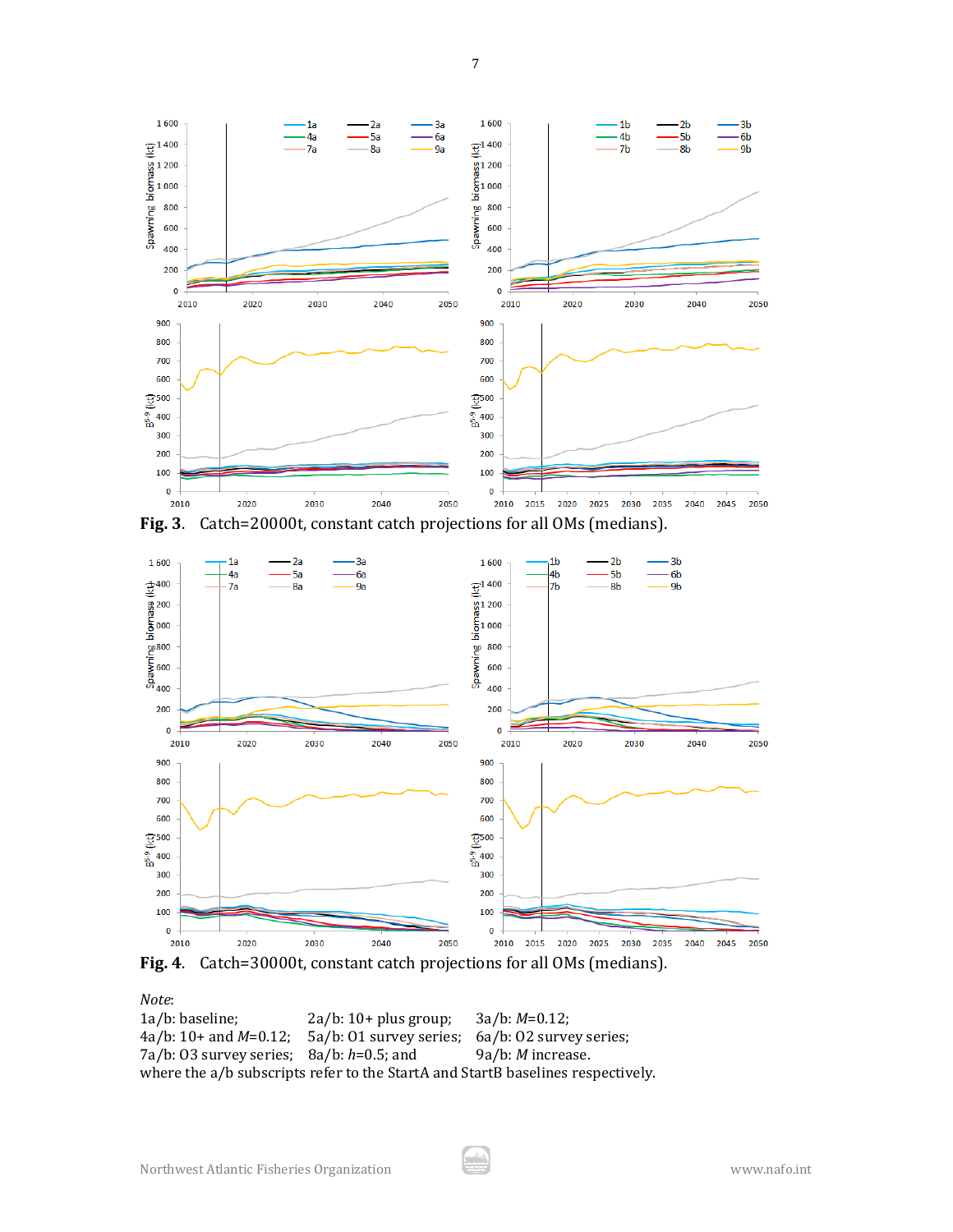**Fig. 3.** Catch=20000t, constant catch projections for all OMs (medians).

**Fig. 4.** Catch=30000t, constant catch projections for all OMs (medians).

*Note*:
1a/b: baseline; 2a/b: 10+ plus group; 3a/b: $M$=0.12;
4a/b: 10+ and $M$=0.12; 5a/b: O1 survey series; 6a/b: O2 survey series;
7a/b: O3 survey series; 8a/b: $h$=0.5; and 9a/b: $M$ increase.
where the a/b subscripts refer to the StartA and StartB baselines respectively.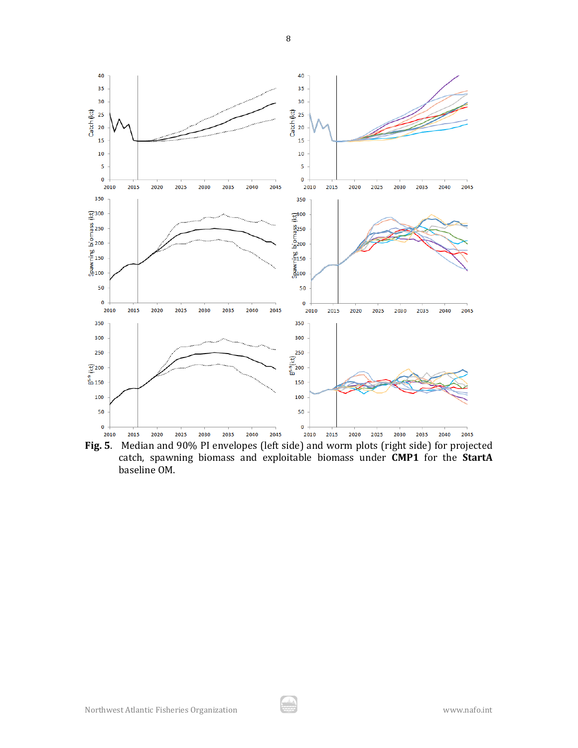**Fig. 5.** Median and 90% PI envelopes (left side) and worm plots (right side) for projected catch, spawning biomass and exploitable biomass under **CMP1** for the **StartA** baseline OM.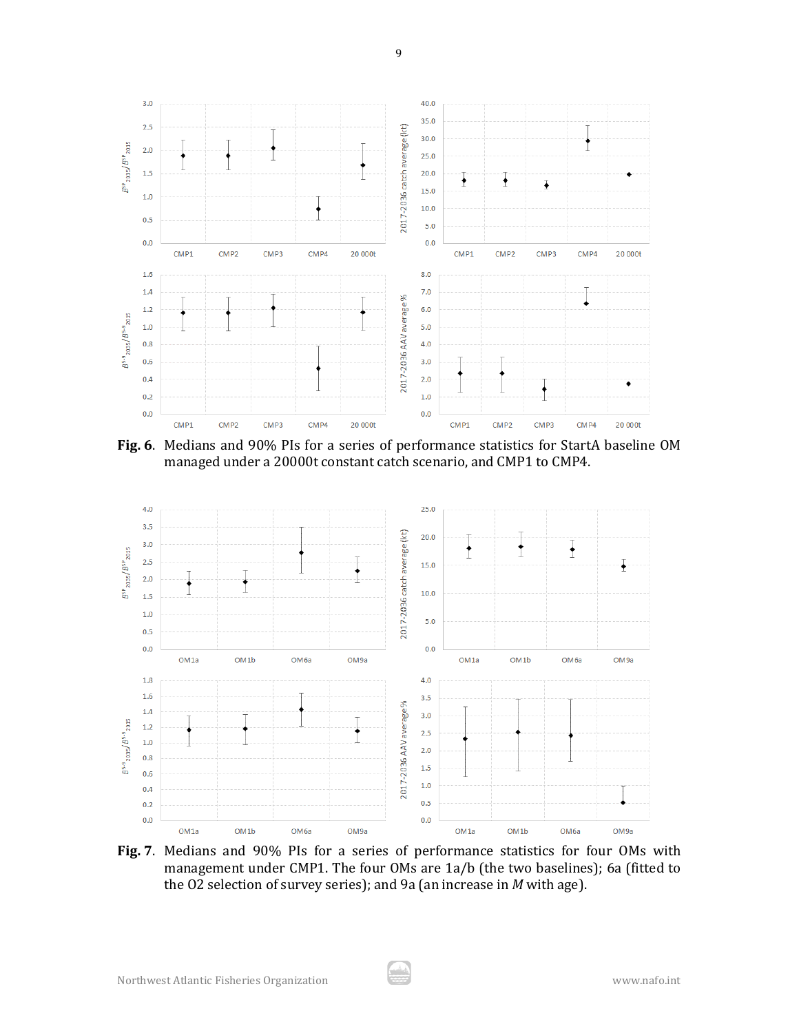**Fig. 6**. Medians and 90% PIs for a series of performance statistics for StartA baseline OM managed under a 20000t constant catch scenario, and CMP1 to CMP4.

**Fig. 7**. Medians and 90% PIs for a series of performance statistics for four OMs with management under CMP1. The four OMs are 1a/b (the two baselines); 6a (fitted to the O2 selection of survey series); and 9a (an increase in *M* with age).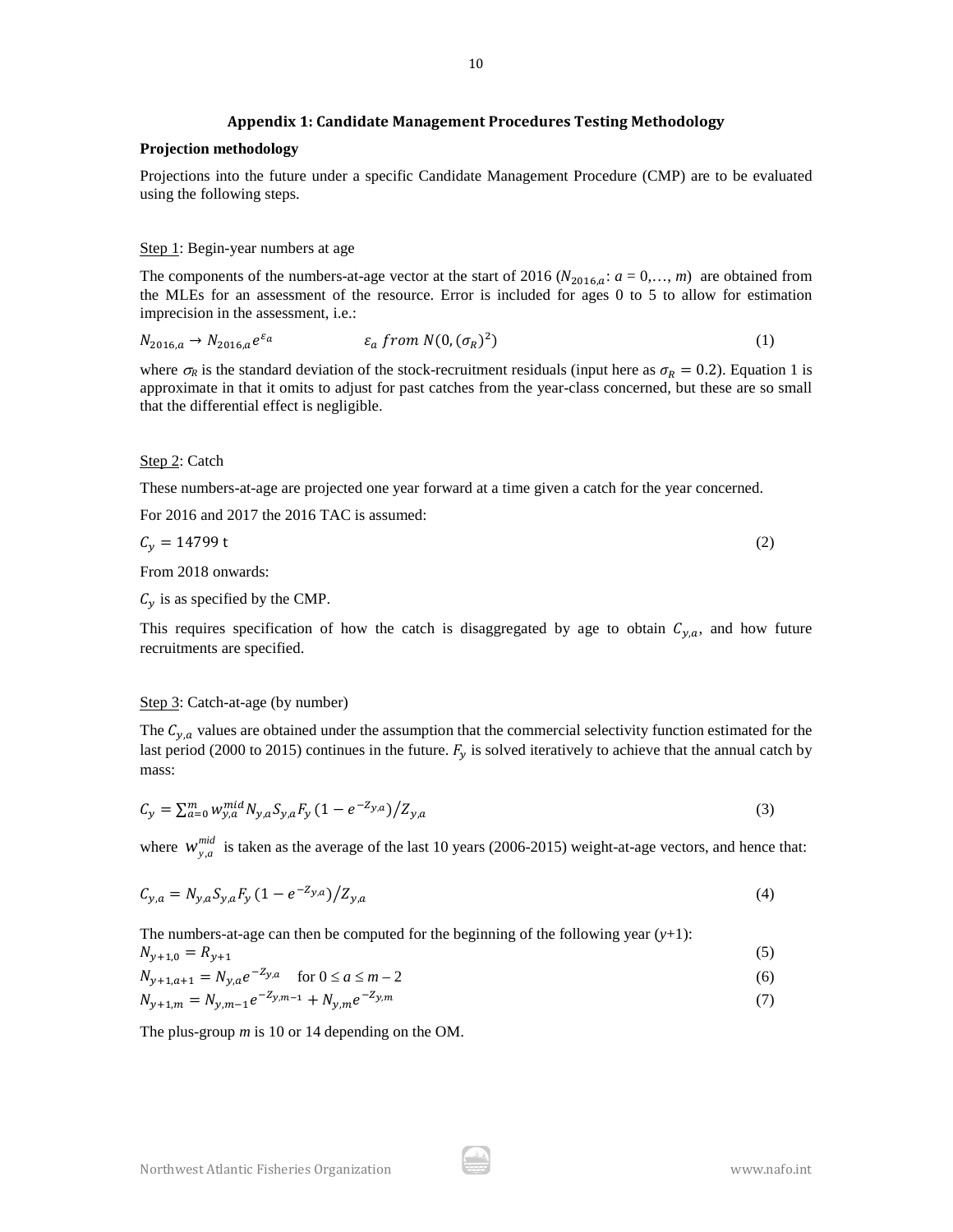## Appendix 1: Candidate Management Procedures Testing Methodology

**Projection methodology**

Projections into the future under a specific Candidate Management Procedure (CMP) are to be evaluated using the following steps.

Step 1: Begin-year numbers at age

The components of the numbers-at-age vector at the start of 2016 ($N_{2016,a}$: $a = 0,\ldots, m$) are obtained from the MLEs for an assessment of the resource. Error is included for ages 0 to 5 to allow for estimation imprecision in the assessment, i.e.:

$$N_{2016,a} \rightarrow N_{2016,a}e^{\varepsilon_a} \qquad \varepsilon_a \; from \; N(0,(\sigma_R)^2) \tag{1}$$

where $\sigma_R$ is the standard deviation of the stock-recruitment residuals (input here as $\sigma_R = 0.2$). Equation 1 is approximate in that it omits to adjust for past catches from the year-class concerned, but these are so small that the differential effect is negligible.

Step 2: Catch

These numbers-at-age are projected one year forward at a time given a catch for the year concerned.

For 2016 and 2017 the 2016 TAC is assumed:

$$C_y = 14799 \text{ t} \tag{2}$$

From 2018 onwards:

$C_y$ is as specified by the CMP.

This requires specification of how the catch is disaggregated by age to obtain $C_{y,a}$, and how future recruitments are specified.

Step 3: Catch-at-age (by number)

The $C_{y,a}$ values are obtained under the assumption that the commercial selectivity function estimated for the last period (2000 to 2015) continues in the future. $F_y$ is solved iteratively to achieve that the annual catch by mass:

$$C_y = \sum_{a=0}^{m} w_{y,a}^{mid} N_{y,a} S_{y,a} F_y \left(1 - e^{-Z_{y,a}}\right) / Z_{y,a} \tag{3}$$

where $w_{y,a}^{mid}$ is taken as the average of the last 10 years (2006-2015) weight-at-age vectors, and hence that:

$$C_{y,a} = N_{y,a} S_{y,a} F_y \left(1 - e^{-Z_{y,a}}\right) / Z_{y,a} \tag{4}$$

The numbers-at-age can then be computed for the beginning of the following year ($y$+1):

$$N_{y+1,0} = R_{y+1} \tag{5}$$

$$N_{y+1,a+1} = N_{y,a} e^{-Z_{y,a}} \quad \text{for } 0 \le a \le m-2 \tag{6}$$

$$N_{y+1,m} = N_{y,m-1} e^{-Z_{y,m-1}} + N_{y,m} e^{-Z_{y,m}} \tag{7}$$

The plus-group $m$ is 10 or 14 depending on the OM.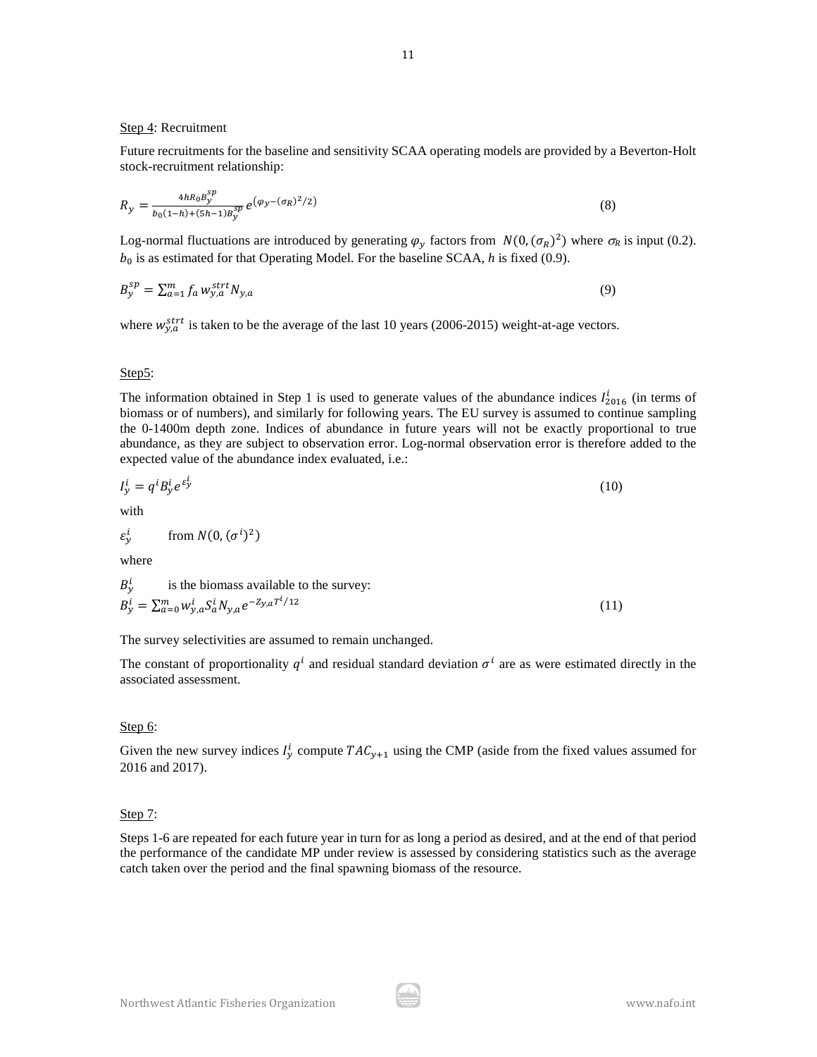Step 4: Recruitment

Future recruitments for the baseline and sensitivity SCAA operating models are provided by a Beverton-Holt stock-recruitment relationship:

$$R_y = \frac{4hR_0 B_y^{sp}}{b_0(1-h)+(5h-1)B_y^{sp}} e^{(\varphi_y - (\sigma_R)^2/2)} \tag{8}$$

Log-normal fluctuations are introduced by generating $\varphi_y$ factors from $N(0,(\sigma_R)^2)$ where $\sigma_R$ is input (0.2). $b_0$ is as estimated for that Operating Model. For the baseline SCAA, *h* is fixed (0.9).

$$B_y^{sp} = \sum_{a=1}^{m} f_a \, w_{y,a}^{strt} N_{y,a} \tag{9}$$

where $w_{y,a}^{strt}$ is taken to be the average of the last 10 years (2006-2015) weight-at-age vectors.

Step5:

The information obtained in Step 1 is used to generate values of the abundance indices $I_{2016}^i$ (in terms of biomass or of numbers), and similarly for following years. The EU survey is assumed to continue sampling the 0-1400m depth zone. Indices of abundance in future years will not be exactly proportional to true abundance, as they are subject to observation error. Log-normal observation error is therefore added to the expected value of the abundance index evaluated, i.e.:

$$I_y^i = q^i B_y^i e^{\varepsilon_y^i} \tag{10}$$

with

$\varepsilon_y^i$ from $N(0,(\sigma^i)^2)$

where

$B_y^i$ is the biomass available to the survey:

$$B_y^i = \sum_{a=0}^{m} w_{y,a}^i S_a^i N_{y,a} e^{-Z_{y,a}T^i/12} \tag{11}$$

The survey selectivities are assumed to remain unchanged.

The constant of proportionality $q^i$ and residual standard deviation $\sigma^i$ are as were estimated directly in the associated assessment.

Step 6:

Given the new survey indices $I_y^i$ compute $TAC_{y+1}$ using the CMP (aside from the fixed values assumed for 2016 and 2017).

Step 7:

Steps 1-6 are repeated for each future year in turn for as long a period as desired, and at the end of that period the performance of the candidate MP under review is assessed by considering statistics such as the average catch taken over the period and the final spawning biomass of the resource.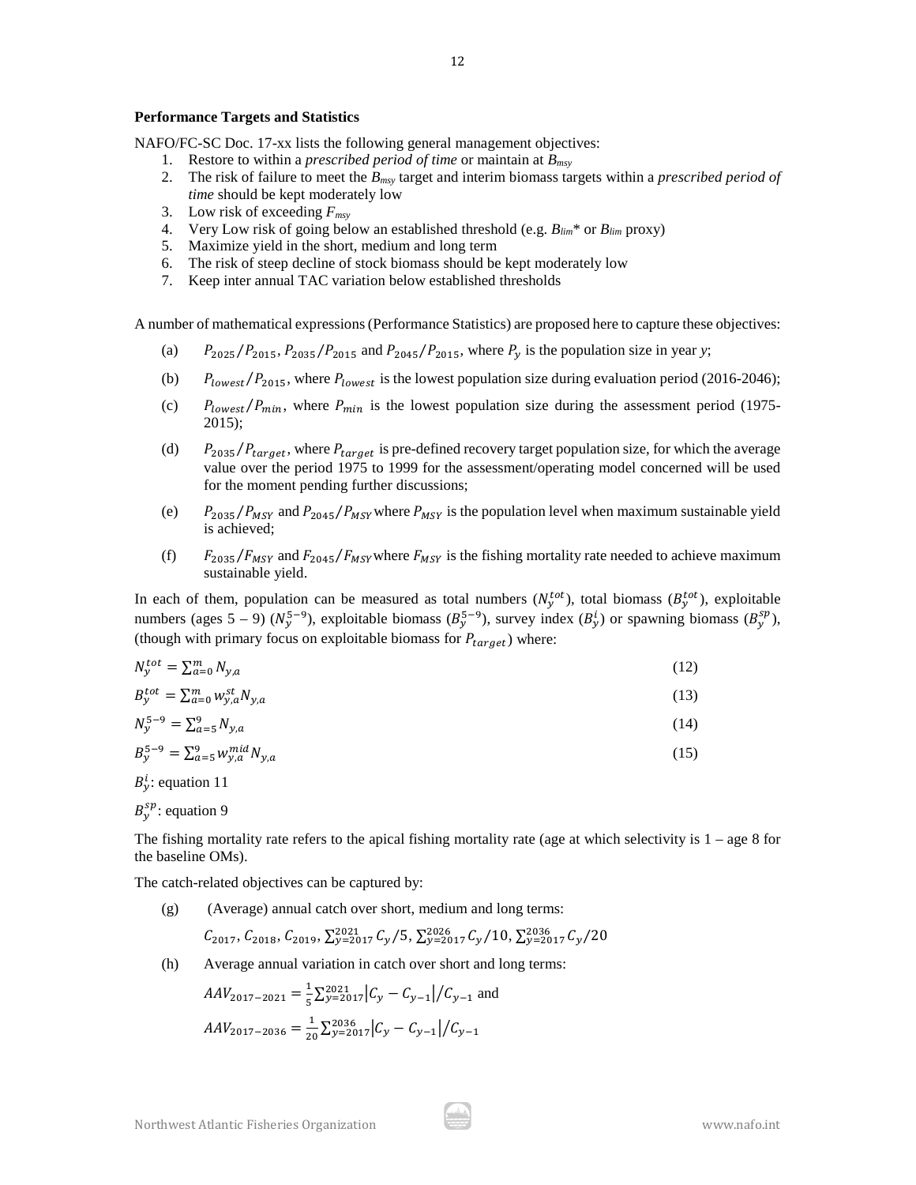**Performance Targets and Statistics**

NAFO/FC-SC Doc. 17-xx lists the following general management objectives:

1. Restore to within a *prescribed period of time* or maintain at $B_{msy}$
2. The risk of failure to meet the $B_{msy}$ target and interim biomass targets within a *prescribed period of time* should be kept moderately low
3. Low risk of exceeding $F_{msy}$
4. Very Low risk of going below an established threshold (e.g. $B_{lim}$* or $B_{lim}$ proxy)
5. Maximize yield in the short, medium and long term
6. The risk of steep decline of stock biomass should be kept moderately low
7. Keep inter annual TAC variation below established thresholds

A number of mathematical expressions (Performance Statistics) are proposed here to capture these objectives:

(a) $P_{2025}/P_{2015}$, $P_{2035}/P_{2015}$ and $P_{2045}/P_{2015}$, where $P_y$ is the population size in year *y*;

(b) $P_{lowest}/P_{2015}$, where $P_{lowest}$ is the lowest population size during evaluation period (2016-2046);

(c) $P_{lowest}/P_{min}$, where $P_{min}$ is the lowest population size during the assessment period (1975-2015);

(d) $P_{2035}/P_{target}$, where $P_{target}$ is pre-defined recovery target population size, for which the average value over the period 1975 to 1999 for the assessment/operating model concerned will be used for the moment pending further discussions;

(e) $P_{2035}/P_{MSY}$ and $P_{2045}/P_{MSY}$ where $P_{MSY}$ is the population level when maximum sustainable yield is achieved;

(f) $F_{2035}/F_{MSY}$ and $F_{2045}/F_{MSY}$ where $F_{MSY}$ is the fishing mortality rate needed to achieve maximum sustainable yield.

In each of them, population can be measured as total numbers ($N_y^{tot}$), total biomass ($B_y^{tot}$), exploitable numbers (ages 5 – 9) ($N_y^{5-9}$), exploitable biomass ($B_y^{5-9}$), survey index ($B_y^i$) or spawning biomass ($B_y^{sp}$), (though with primary focus on exploitable biomass for $P_{target}$) where:

$$N_y^{tot} = \sum_{a=0}^{m} N_{y,a} \tag{12}$$

$$B_y^{tot} = \sum_{a=0}^{m} w_{y,a}^{st} N_{y,a} \tag{13}$$

$$N_y^{5-9} = \sum_{a=5}^{9} N_{y,a} \tag{14}$$

$$B_y^{5-9} = \sum_{a=5}^{9} w_{y,a}^{mid} N_{y,a} \tag{15}$$

$B_y^i$: equation 11

$B_y^{sp}$: equation 9

The fishing mortality rate refers to the apical fishing mortality rate (age at which selectivity is 1 – age 8 for the baseline OMs).

The catch-related objectives can be captured by:

(g) (Average) annual catch over short, medium and long terms:

$C_{2017}$, $C_{2018}$, $C_{2019}$, $\sum_{y=2017}^{2021} C_y/5$, $\sum_{y=2017}^{2026} C_y/10$, $\sum_{y=2017}^{2036} C_y/20$

(h) Average annual variation in catch over short and long terms:

$AAV_{2017-2021} = \frac{1}{5}\sum_{y=2017}^{2021} \left| C_y - C_{y-1} \right| / C_{y-1}$ and

$AAV_{2017-2036} = \frac{1}{20}\sum_{y=2017}^{2036} \left| C_y - C_{y-1} \right| / C_{y-1}$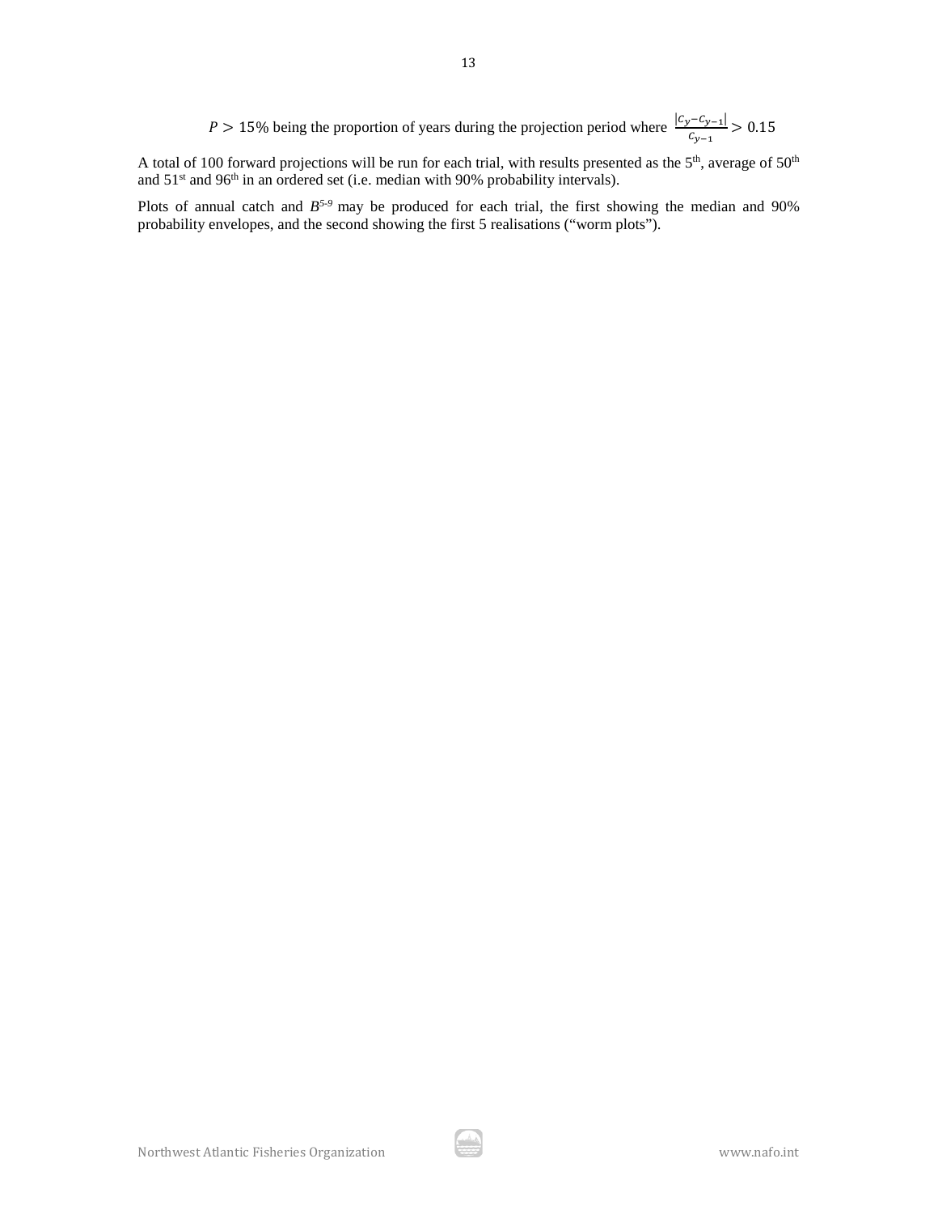$P > 15\%$ being the proportion of years during the projection period where $\frac{|C_y - C_{y-1}|}{C_{y-1}} > 0.15$

A total of 100 forward projections will be run for each trial, with results presented as the 5th, average of 50th and 51st and 96th in an ordered set (i.e. median with 90% probability intervals).

Plots of annual catch and $B^{5\text{-}9}$ may be produced for each trial, the first showing the median and 90% probability envelopes, and the second showing the first 5 realisations ("worm plots").